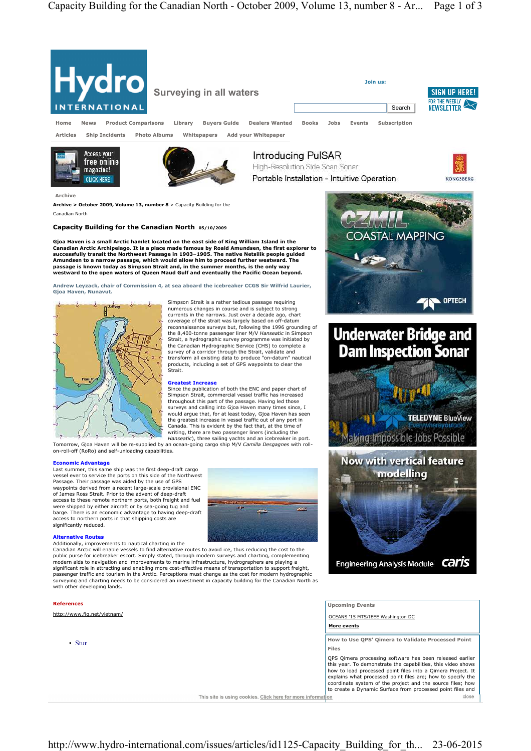Archive

Archive > October 2009, Volume 13, number 8 > Capacity Building for the Canadian North

# Capacity Building for the Canadian North 05/10/2009

**Gjoa Haven is a small Arctic hamlet located on the east side of King William Island in the Canadian Arctic Archipelago. It is a place made famous by Roald Amundsen, the first explorer to successfully transit the Northwest Passage in 1903–1905. The native Netsilik people guided Amundsen to a narrow passage, which would allow him to proceed further westward. The passage is known today as Simpson Strait and, in the summer months, is the only way westward to the open waters of Queen Maud Gulf and eventually the Pacific Ocean beyond.**

**Andrew Leyzack, chair of Commission 4, at sea aboard the icebreaker CCGS Sir Wilfrid Laurier, Gjoa Haven, Nunavut.**

Simpson Strait is a rather tedious passage requiring numerous changes in course and is subject to strong currents in the narrows. Just over a decade ago, chart coverage of the strait was largely based on off-datum reconnaissance surveys but, following the 1996 grounding of the 8,400-tonne passenger liner M/V *Hanseatic* in Simpson Strait, a hydrographic survey programme was initiated by the Canadian Hydrographic Service (CHS) to complete a survey of a corridor through the Strait, validate and transform all existing data to produce "on-datum" nautical products, including a set of GPS waypoints to clear the Strait.

## Greatest Increase

Since the publication of both the ENC and paper chart of Simpson Strait, commercial vessel traffic has increased throughout this part of the passage. Having led those surveys and calling into Gjoa Haven many times since, I would argue that, for at least today, Gjoa Haven has seen the greatest increase in vessel traffic out of any port in Canada. This is evident by the fact that, at the time of writing, there are two passenger liners (including the *Hanseatic*), three sailing yachts and an icebreaker in port. Tomorrow, Gjoa Haven will be re-supplied by an ocean-going cargo ship M/V *Camilla Desgagnes* with roll-on-roll-off (RoRo) and self-unloading capabilities.

## Economic Advantage

Last summer, this same ship was the first deep-draft cargo vessel ever to service the ports on this side of the Northwest Passage. Their passage was aided by the use of GPS waypoints derived from a recent large-scale provisional ENC of James Ross Strait. Prior to the advent of deep-draft access to these remote northern ports, both freight and fuel were shipped by either aircraft or by sea-going tug and barge. There is an economic advantage to having deep-draft access to northern ports in that shipping costs are significantly reduced.

## Alternative Routes

Additionally, improvements to nautical charting in the Canadian Arctic will enable vessels to find alternative routes to avoid ice, thus reducing the cost to the public purse for icebreaker escort. Simply stated, through modern surveys and charting, complementing modern aids to navigation and improvements to marine infrastructure, hydrographers are playing a significant role in attracting and enabling more cost-effective means of transportation to support freight, passenger traffic and tourism in the Arctic. Perceptions must change as the cost for modern hydrographic surveying and charting needs to be considered an investment in capacity building for the Canadian North as with other developing lands.

## References

http://www.fig.net/vietnam/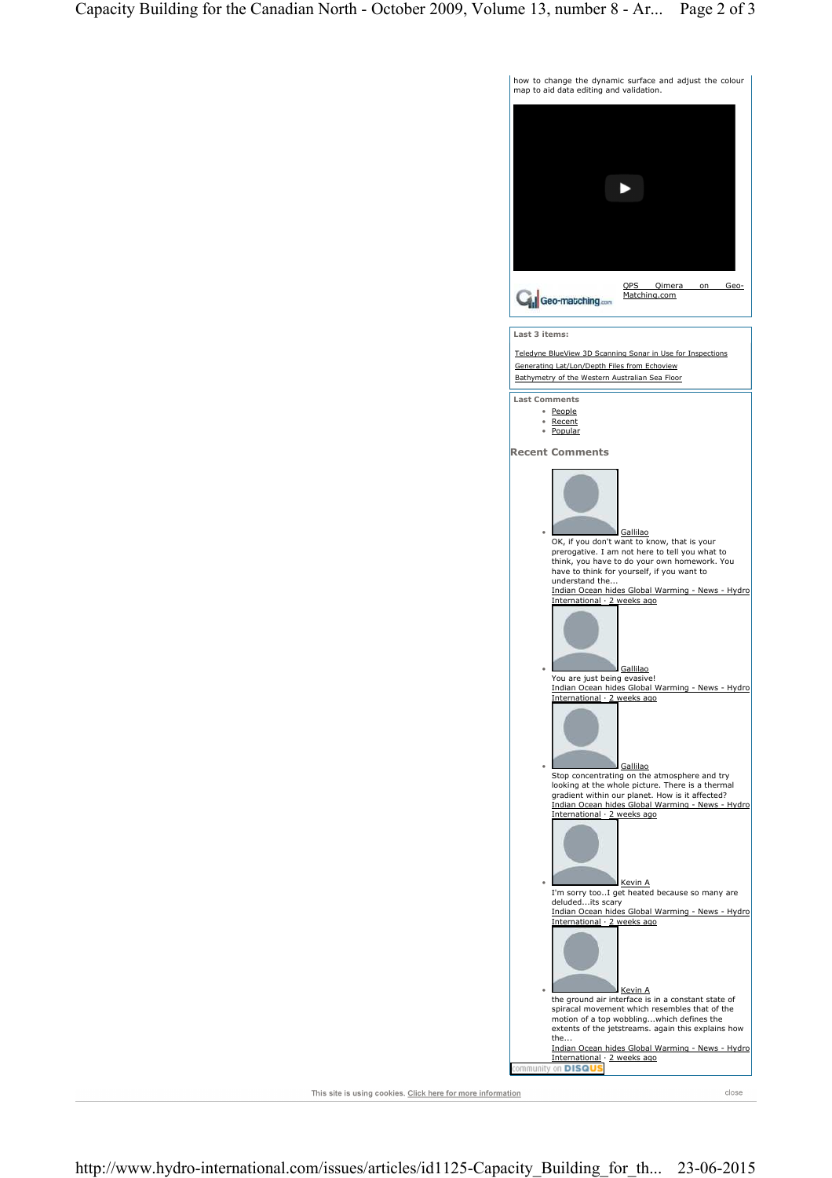how to change the dynamic surface and adjust the colour map to aid data editing and validation.

QPS Qimera on Geo-Matching.com

**Last 3 items:**

Teledyne BlueView 3D Scanning Sonar in Use for Inspections
Generating Lat/Lon/Depth Files from Echoview
Bathymetry of the Western Australian Sea Floor

**Last Comments**

- People
- Recent
- Popular

### Recent Comments

- Gallilao
  OK, if you don't want to know, that is your prerogative. I am not here to tell you what to think, you have to do your own homework. You have to think for yourself, if you want to understand the...
  Indian Ocean hides Global Warming - News - Hydro International · 2 weeks ago
- Gallilao
  You are just being evasive!
  Indian Ocean hides Global Warming - News - Hydro International · 2 weeks ago
- Gallilao
  Stop concentrating on the atmosphere and try looking at the whole picture. There is a thermal gradient within our planet. How is it affected?
  Indian Ocean hides Global Warming - News - Hydro International · 2 weeks ago
- Kevin A
  I'm sorry too..I get heated because so many are deluded...its scary
  Indian Ocean hides Global Warming - News - Hydro International · 2 weeks ago
- Kevin A
  the ground air interface is in a constant state of spiracal movement which resembles that of the motion of a top wobbling...which defines the extents of the jetstreams. again this explains how the...
  Indian Ocean hides Global Warming - News - Hydro International · 2 weeks ago

community on DISQUS

This site is using cookies. Click here for more information close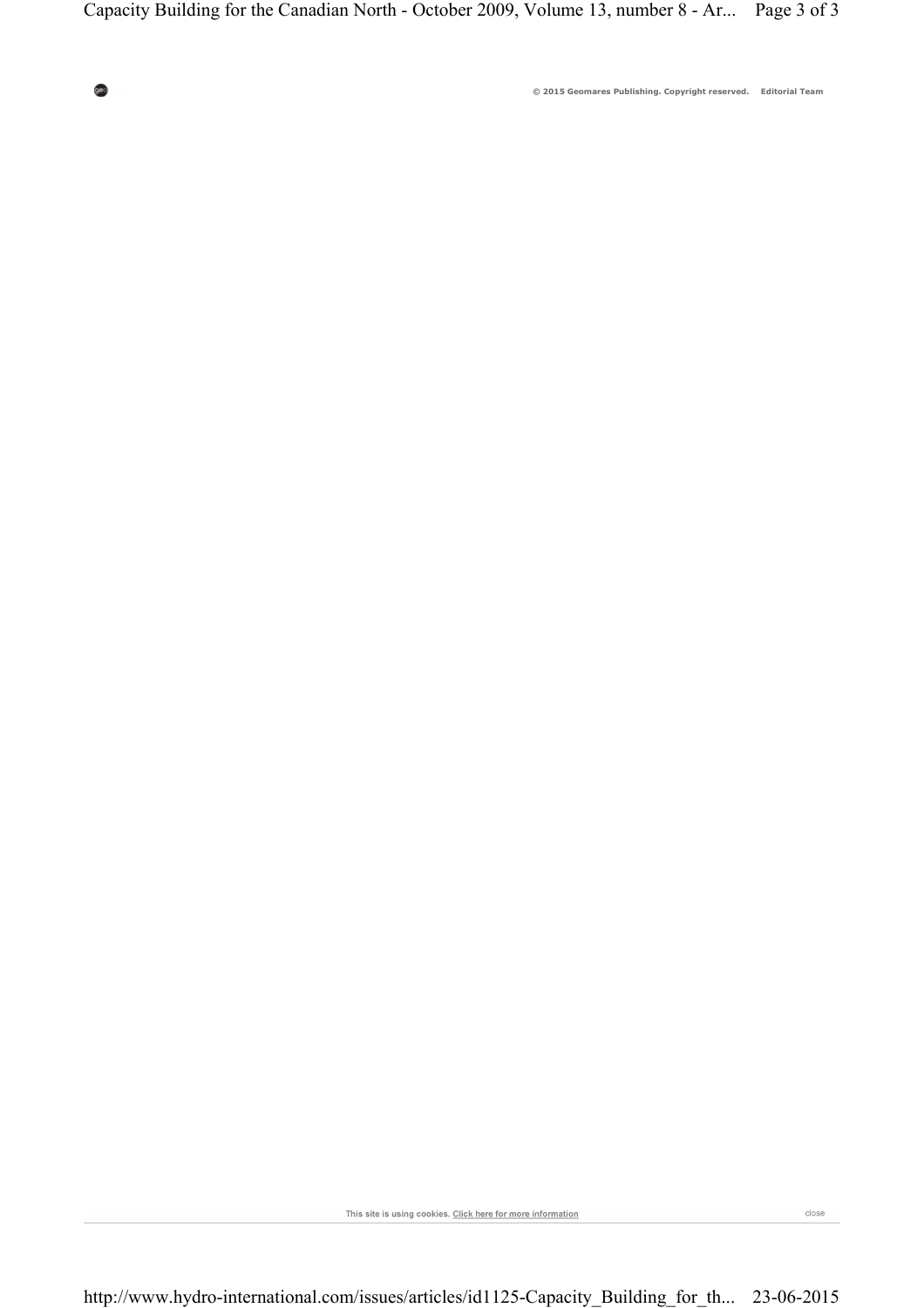© 2015 Geomares Publishing. Copyright reserved. Editorial Team

This site is using cookies. Click here for more information

close